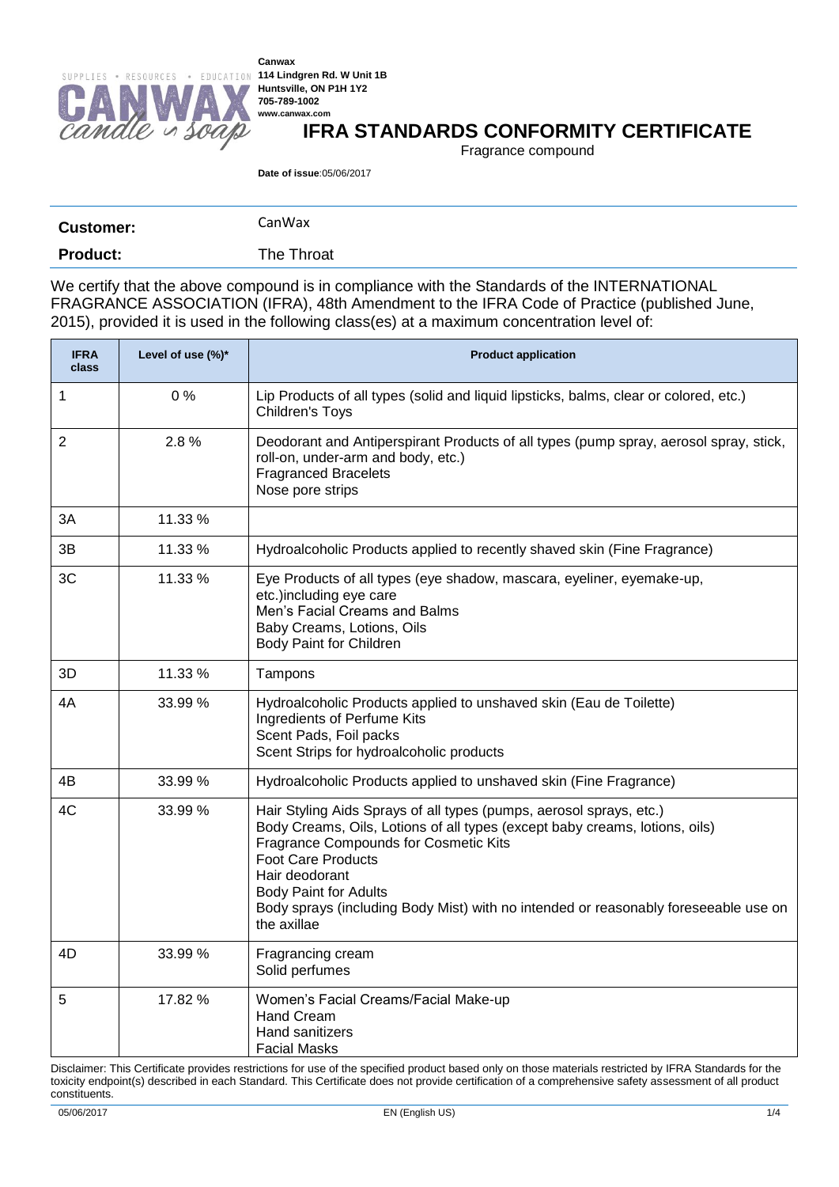SUPPLIES • RESOURCES • EDUCATION

CANWAX candle n soap

**Canwax**
**114 Lindgren Rd. W Unit 1B**
**Huntsville, ON P1H 1Y2**
**705-789-1002**
**www.canwax.com**

# IFRA STANDARDS CONFORMITY CERTIFICATE

Fragrance compound

**Date of issue**:05/06/2017

| | |
|---|---|
| **Customer:** | CanWax |
| **Product:** | The Throat |

We certify that the above compound is in compliance with the Standards of the INTERNATIONAL FRAGRANCE ASSOCIATION (IFRA), 48th Amendment to the IFRA Code of Practice (published June, 2015), provided it is used in the following class(es) at a maximum concentration level of:

| IFRA class | Level of use (%)* | Product application |
|---|---|---|
| 1 | 0 % | Lip Products of all types (solid and liquid lipsticks, balms, clear or colored, etc.)<br>Children's Toys |
| 2 | 2.8 % | Deodorant and Antiperspirant Products of all types (pump spray, aerosol spray, stick, roll-on, under-arm and body, etc.)<br>Fragranced Bracelets<br>Nose pore strips |
| 3A | 11.33 % | |
| 3B | 11.33 % | Hydroalcoholic Products applied to recently shaved skin (Fine Fragrance) |
| 3C | 11.33 % | Eye Products of all types (eye shadow, mascara, eyeliner, eyemake-up, etc.)including eye care<br>Men's Facial Creams and Balms<br>Baby Creams, Lotions, Oils<br>Body Paint for Children |
| 3D | 11.33 % | Tampons |
| 4A | 33.99 % | Hydroalcoholic Products applied to unshaved skin (Eau de Toilette)<br>Ingredients of Perfume Kits<br>Scent Pads, Foil packs<br>Scent Strips for hydroalcoholic products |
| 4B | 33.99 % | Hydroalcoholic Products applied to unshaved skin (Fine Fragrance) |
| 4C | 33.99 % | Hair Styling Aids Sprays of all types (pumps, aerosol sprays, etc.)<br>Body Creams, Oils, Lotions of all types (except baby creams, lotions, oils)<br>Fragrance Compounds for Cosmetic Kits<br>Foot Care Products<br>Hair deodorant<br>Body Paint for Adults<br>Body sprays (including Body Mist) with no intended or reasonably foreseeable use on the axillae |
| 4D | 33.99 % | Fragrancing cream<br>Solid perfumes |
| 5 | 17.82 % | Women's Facial Creams/Facial Make-up<br>Hand Cream<br>Hand sanitizers<br>Facial Masks |

Disclaimer: This Certificate provides restrictions for use of the specified product based only on those materials restricted by IFRA Standards for the toxicity endpoint(s) described in each Standard. This Certificate does not provide certification of a comprehensive safety assessment of all product constituents.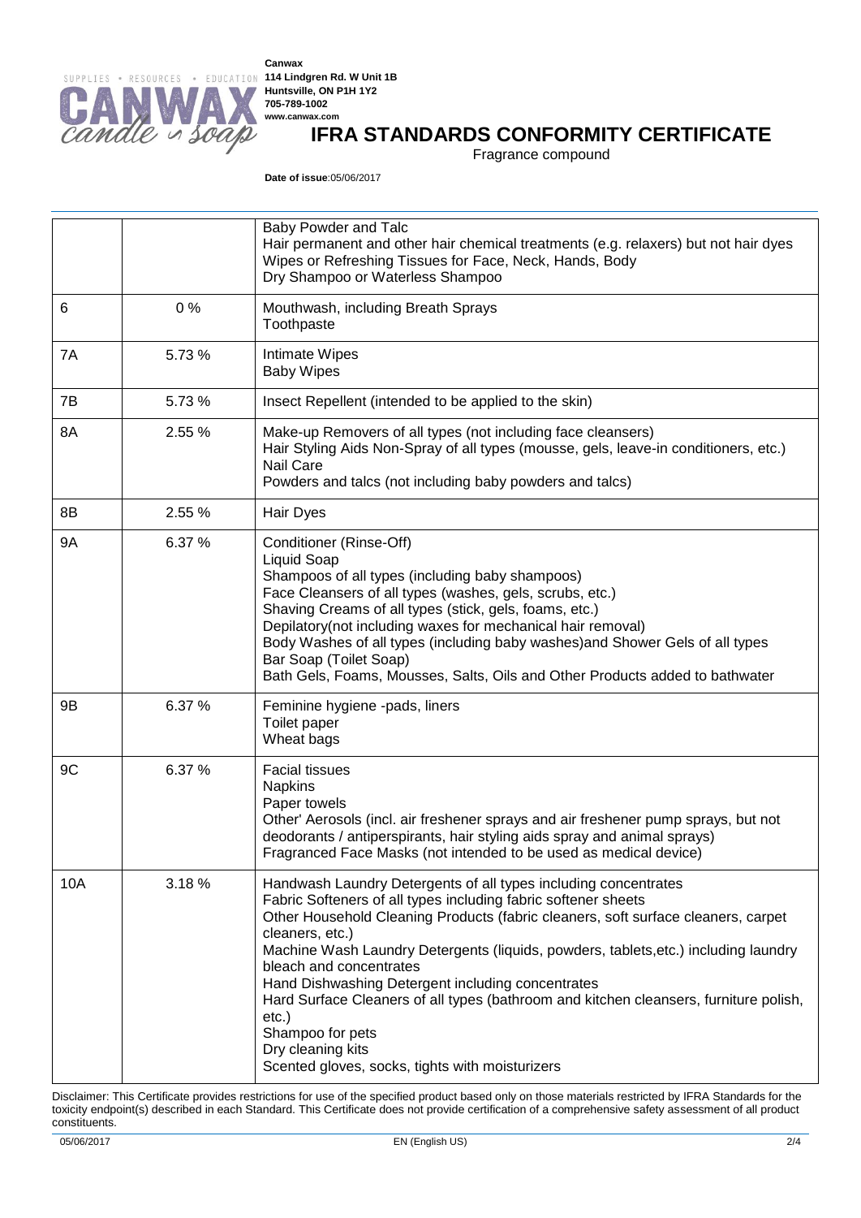Canwax
114 Lindgren Rd. W Unit 1B
Huntsville, ON P1H 1Y2
705-789-1002
www.canwax.com

# IFRA STANDARDS CONFORMITY CERTIFICATE

Fragrance compound

**Date of issue**:05/06/2017

| | | |
|---|---|---|
| | | Baby Powder and Talc<br>Hair permanent and other hair chemical treatments (e.g. relaxers) but not hair dyes<br>Wipes or Refreshing Tissues for Face, Neck, Hands, Body<br>Dry Shampoo or Waterless Shampoo |
| 6 | 0 % | Mouthwash, including Breath Sprays<br>Toothpaste |
| 7A | 5.73 % | Intimate Wipes<br>Baby Wipes |
| 7B | 5.73 % | Insect Repellent (intended to be applied to the skin) |
| 8A | 2.55 % | Make-up Removers of all types (not including face cleansers)<br>Hair Styling Aids Non-Spray of all types (mousse, gels, leave-in conditioners, etc.)<br>Nail Care<br>Powders and talcs (not including baby powders and talcs) |
| 8B | 2.55 % | Hair Dyes |
| 9A | 6.37 % | Conditioner (Rinse-Off)<br>Liquid Soap<br>Shampoos of all types (including baby shampoos)<br>Face Cleansers of all types (washes, gels, scrubs, etc.)<br>Shaving Creams of all types (stick, gels, foams, etc.)<br>Depilatory(not including waxes for mechanical hair removal)<br>Body Washes of all types (including baby washes)and Shower Gels of all types<br>Bar Soap (Toilet Soap)<br>Bath Gels, Foams, Mousses, Salts, Oils and Other Products added to bathwater |
| 9B | 6.37 % | Feminine hygiene -pads, liners<br>Toilet paper<br>Wheat bags |
| 9C | 6.37 % | Facial tissues<br>Napkins<br>Paper towels<br>Other' Aerosols (incl. air freshener sprays and air freshener pump sprays, but not deodorants / antiperspirants, hair styling aids spray and animal sprays)<br>Fragranced Face Masks (not intended to be used as medical device) |
| 10A | 3.18 % | Handwash Laundry Detergents of all types including concentrates<br>Fabric Softeners of all types including fabric softener sheets<br>Other Household Cleaning Products (fabric cleaners, soft surface cleaners, carpet cleaners, etc.)<br>Machine Wash Laundry Detergents (liquids, powders, tablets,etc.) including laundry bleach and concentrates<br>Hand Dishwashing Detergent including concentrates<br>Hard Surface Cleaners of all types (bathroom and kitchen cleansers, furniture polish, etc.)<br>Shampoo for pets<br>Dry cleaning kits<br>Scented gloves, socks, tights with moisturizers |

Disclaimer: This Certificate provides restrictions for use of the specified product based only on those materials restricted by IFRA Standards for the toxicity endpoint(s) described in each Standard. This Certificate does not provide certification of a comprehensive safety assessment of all product constituents.

05/06/2017 EN (English US)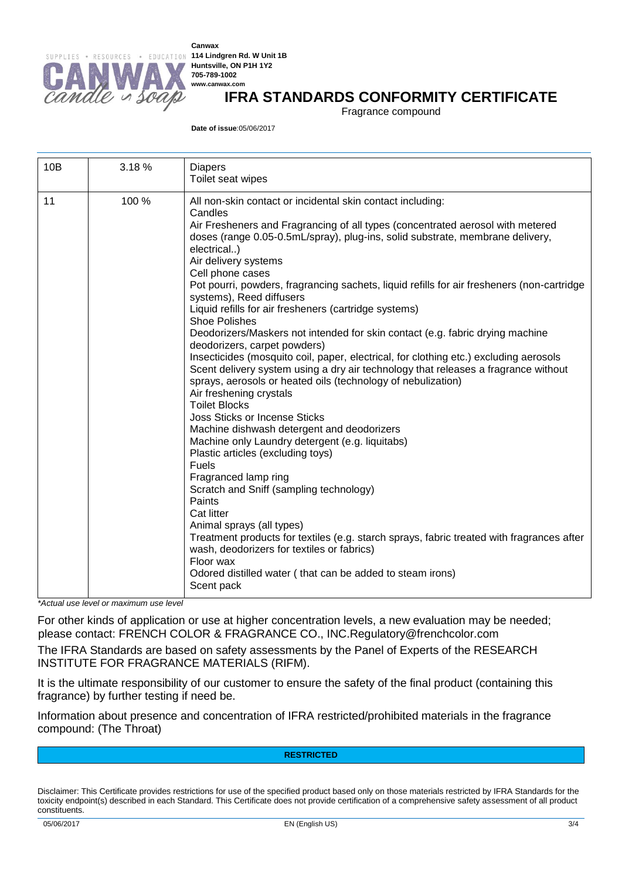| 10B | 3.18 % | Diapers<br>Toilet seat wipes |
|---|---|---|
| 11 | 100 % | All non-skin contact or incidental skin contact including:<br>Candles<br>Air Fresheners and Fragrancing of all types (concentrated aerosol with metered doses (range 0.05-0.5mL/spray), plug-ins, solid substrate, membrane delivery, electrical..)<br>Air delivery systems<br>Cell phone cases<br>Pot pourri, powders, fragrancing sachets, liquid refills for air fresheners (non-cartridge systems), Reed diffusers<br>Liquid refills for air fresheners (cartridge systems)<br>Shoe Polishes<br>Deodorizers/Maskers not intended for skin contact (e.g. fabric drying machine deodorizers, carpet powders)<br>Insecticides (mosquito coil, paper, electrical, for clothing etc.) excluding aerosols<br>Scent delivery system using a dry air technology that releases a fragrance without sprays, aerosols or heated oils (technology of nebulization)<br>Air freshening crystals<br>Toilet Blocks<br>Joss Sticks or Incense Sticks<br>Machine dishwash detergent and deodorizers<br>Machine only Laundry detergent (e.g. liquitabs)<br>Plastic articles (excluding toys)<br>Fuels<br>Fragranced lamp ring<br>Scratch and Sniff (sampling technology)<br>Paints<br>Cat litter<br>Animal sprays (all types)<br>Treatment products for textiles (e.g. starch sprays, fabric treated with fragrances after wash, deodorizers for textiles or fabrics)<br>Floor wax<br>Odored distilled water ( that can be added to steam irons)<br>Scent pack |

*Actual use level or maximum use level

For other kinds of application or use at higher concentration levels, a new evaluation may be needed; please contact: FRENCH COLOR & FRAGRANCE CO., INC.Regulatory@frenchcolor.com

The IFRA Standards are based on safety assessments by the Panel of Experts of the RESEARCH INSTITUTE FOR FRAGRANCE MATERIALS (RIFM).

It is the ultimate responsibility of our customer to ensure the safety of the final product (containing this fragrance) by further testing if need be.

Information about presence and concentration of IFRA restricted/prohibited materials in the fragrance compound: (The Throat)

**RESTRICTED**

Disclaimer: This Certificate provides restrictions for use of the specified product based only on those materials restricted by IFRA Standards for the toxicity endpoint(s) described in each Standard. This Certificate does not provide certification of a comprehensive safety assessment of all product constituents.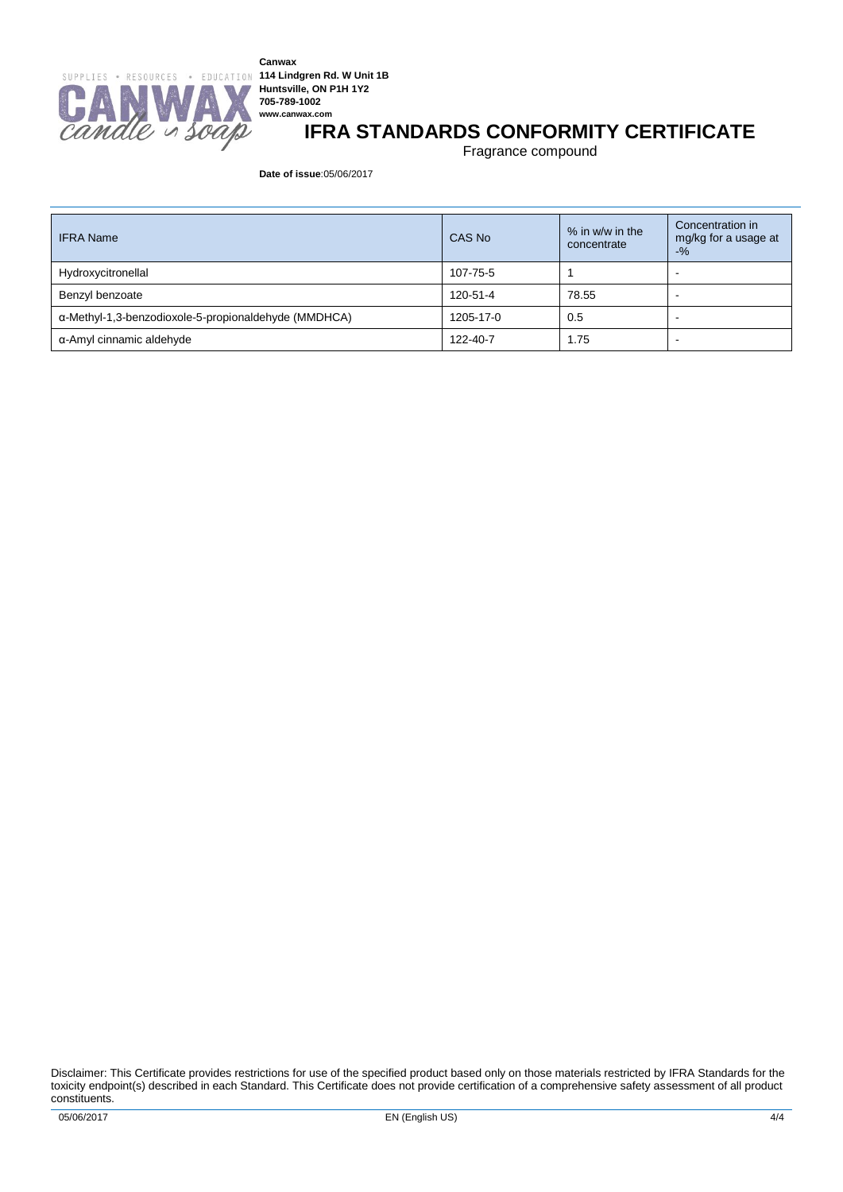Canwax
114 Lindgren Rd. W Unit 1B
Huntsville, ON P1H 1Y2
705-789-1002
www.canwax.com

# IFRA STANDARDS CONFORMITY CERTIFICATE

Fragrance compound

**Date of issue**:05/06/2017

| IFRA Name | CAS No | % in w/w in the concentrate | Concentration in mg/kg for a usage at -% |
|---|---|---|---|
| Hydroxycitronellal | 107-75-5 | 1 | - |
| Benzyl benzoate | 120-51-4 | 78.55 | - |
| α-Methyl-1,3-benzodioxole-5-propionaldehyde (MMDHCA) | 1205-17-0 | 0.5 | - |
| α-Amyl cinnamic aldehyde | 122-40-7 | 1.75 | - |

Disclaimer: This Certificate provides restrictions for use of the specified product based only on those materials restricted by IFRA Standards for the toxicity endpoint(s) described in each Standard. This Certificate does not provide certification of a comprehensive safety assessment of all product constituents.